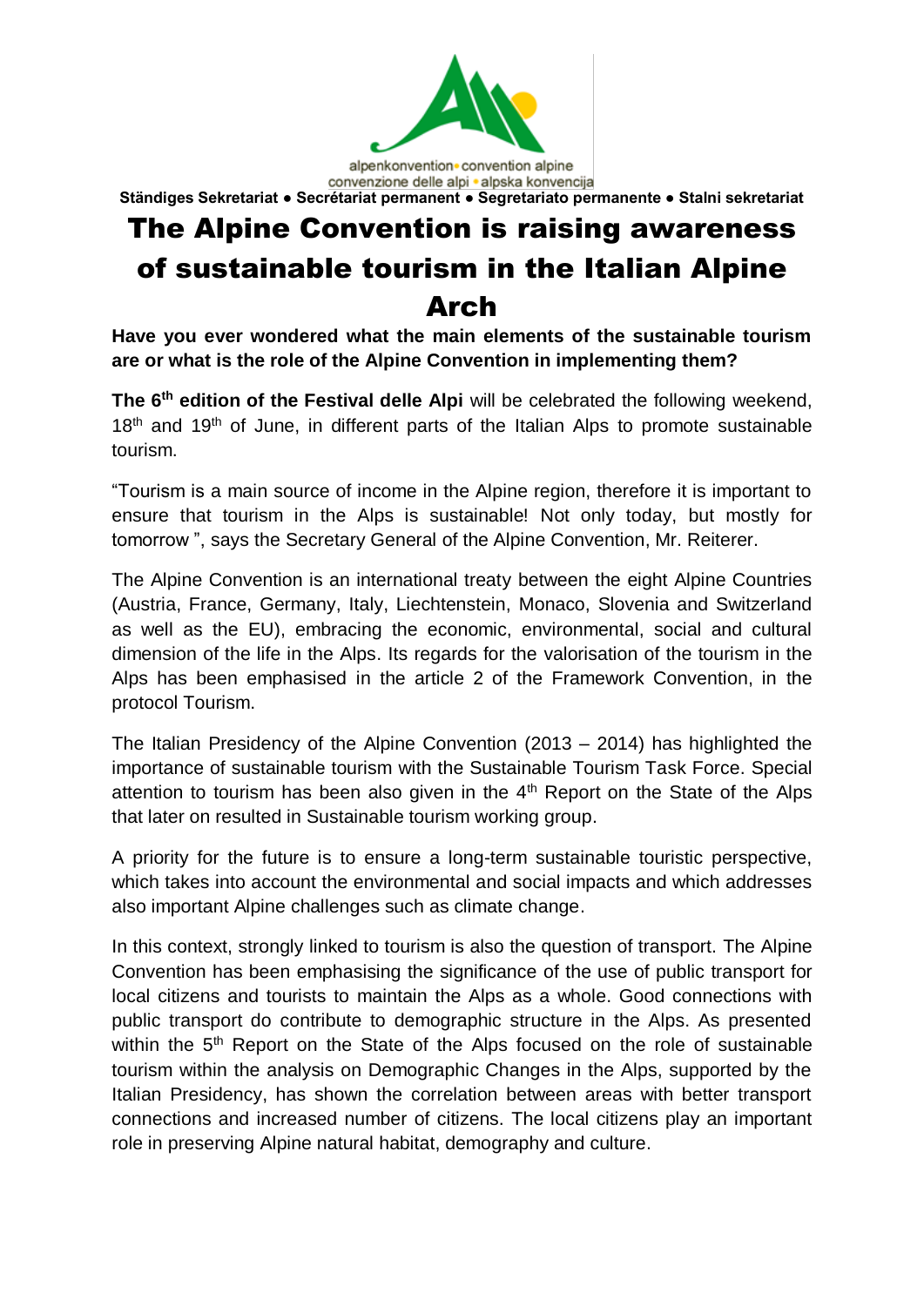alpenkonvention • convention alpine
convenzione delle alpi • alpska konvencija

**Ständiges Sekretariat ● Secrétariat permanent ● Segretariato permanente ● Stalni sekretariat**

# The Alpine Convention is raising awareness of sustainable tourism in the Italian Alpine Arch

**Have you ever wondered what the main elements of the sustainable tourism are or what is the role of the Alpine Convention in implementing them?**

**The 6th edition of the Festival delle Alpi** will be celebrated the following weekend, 18th and 19th of June, in different parts of the Italian Alps to promote sustainable tourism.

"Tourism is a main source of income in the Alpine region, therefore it is important to ensure that tourism in the Alps is sustainable! Not only today, but mostly for tomorrow ", says the Secretary General of the Alpine Convention, Mr. Reiterer.

The Alpine Convention is an international treaty between the eight Alpine Countries (Austria, France, Germany, Italy, Liechtenstein, Monaco, Slovenia and Switzerland as well as the EU), embracing the economic, environmental, social and cultural dimension of the life in the Alps. Its regards for the valorisation of the tourism in the Alps has been emphasised in the article 2 of the Framework Convention, in the protocol Tourism.

The Italian Presidency of the Alpine Convention (2013 – 2014) has highlighted the importance of sustainable tourism with the Sustainable Tourism Task Force. Special attention to tourism has been also given in the 4th Report on the State of the Alps that later on resulted in Sustainable tourism working group.

A priority for the future is to ensure a long-term sustainable touristic perspective, which takes into account the environmental and social impacts and which addresses also important Alpine challenges such as climate change.

In this context, strongly linked to tourism is also the question of transport. The Alpine Convention has been emphasising the significance of the use of public transport for local citizens and tourists to maintain the Alps as a whole. Good connections with public transport do contribute to demographic structure in the Alps. As presented within the 5th Report on the State of the Alps focused on the role of sustainable tourism within the analysis on Demographic Changes in the Alps, supported by the Italian Presidency, has shown the correlation between areas with better transport connections and increased number of citizens. The local citizens play an important role in preserving Alpine natural habitat, demography and culture.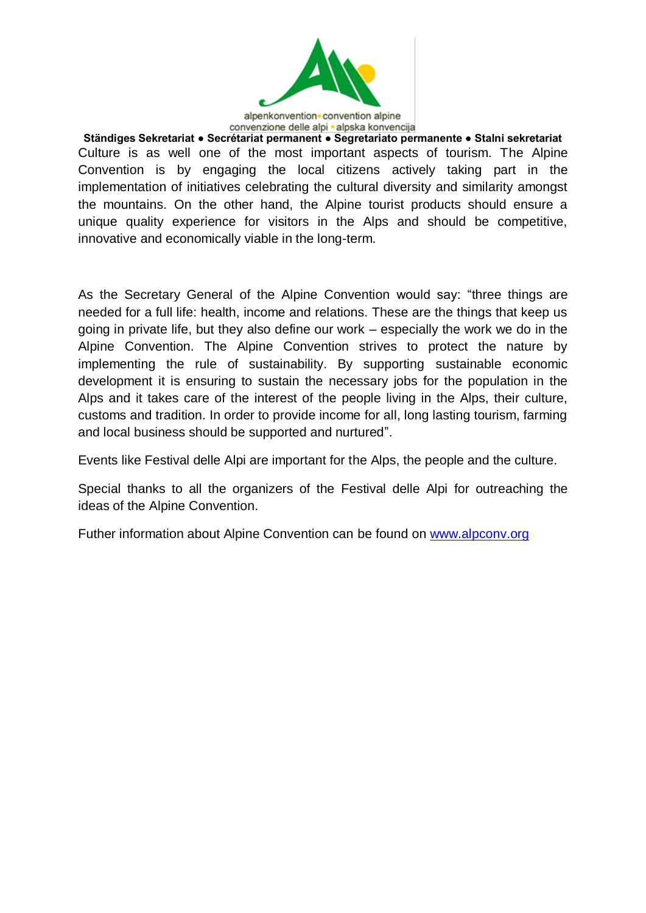alpenkonvention • convention alpine
convenzione delle alpi • alpska konvencija

**Ständiges Sekretariat ● Secrétariat permanent ● Segretariato permanente ● Stalni sekretariat**

Culture is as well one of the most important aspects of tourism. The Alpine Convention is by engaging the local citizens actively taking part in the implementation of initiatives celebrating the cultural diversity and similarity amongst the mountains. On the other hand, the Alpine tourist products should ensure a unique quality experience for visitors in the Alps and should be competitive, innovative and economically viable in the long-term.

As the Secretary General of the Alpine Convention would say: "three things are needed for a full life: health, income and relations. These are the things that keep us going in private life, but they also define our work – especially the work we do in the Alpine Convention. The Alpine Convention strives to protect the nature by implementing the rule of sustainability. By supporting sustainable economic development it is ensuring to sustain the necessary jobs for the population in the Alps and it takes care of the interest of the people living in the Alps, their culture, customs and tradition. In order to provide income for all, long lasting tourism, farming and local business should be supported and nurtured".

Events like Festival delle Alpi are important for the Alps, the people and the culture.

Special thanks to all the organizers of the Festival delle Alpi for outreaching the ideas of the Alpine Convention.

Futher information about Alpine Convention can be found on [www.alpconv.org](http://www.alpconv.org)